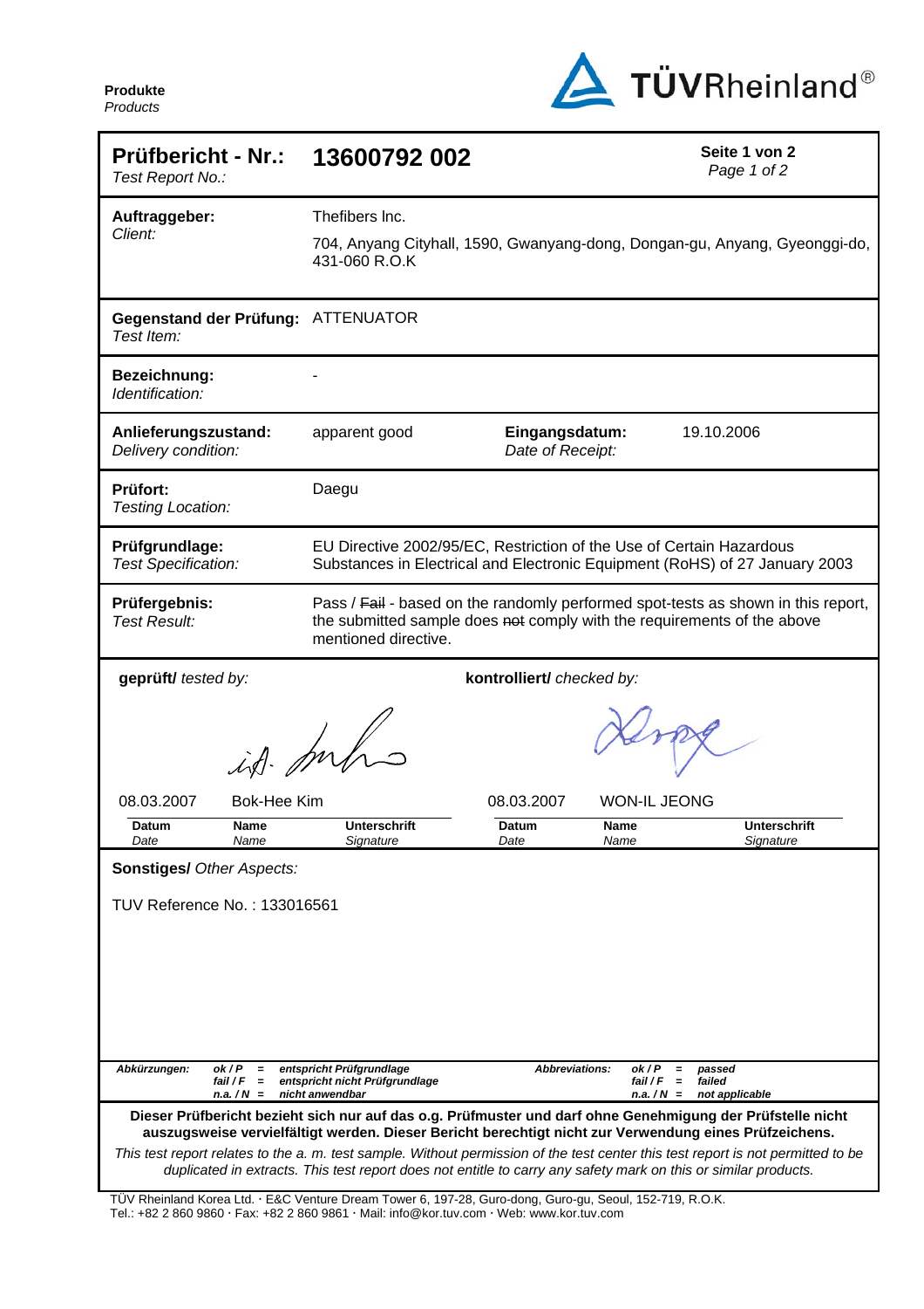**Produkte**
*Products*

TÜVRheinland®

| **Prüfbericht - Nr.:** *Test Report No.:* | **13600792 002** | | **Seite 1 von 2** *Page 1 of 2* |
|---|---|---|---|
| **Auftraggeber:** *Client:* | Thefibers Inc. 704, Anyang Cityhall, 1590, Gwanyang-dong, Dongan-gu, Anyang, Gyeonggi-do, 431-060 R.O.K | | |
| **Gegenstand der Prüfung:** *Test Item:* | ATTENUATOR | | |
| **Bezeichnung:** *Identification:* | - | | |
| **Anlieferungszustand:** *Delivery condition:* | apparent good | **Eingangsdatum:** *Date of Receipt:* | 19.10.2006 |
| **Prüfort:** *Testing Location:* | Daegu | | |
| **Prüfgrundlage:** *Test Specification:* | EU Directive 2002/95/EC, Restriction of the Use of Certain Hazardous Substances in Electrical and Electronic Equipment (RoHS) of 27 January 2003 | | |
| **Prüfergebnis:** *Test Result:* | Pass / ~~Fail~~ - based on the randomly performed spot-tests as shown in this report, the submitted sample does ~~not~~ comply with the requirements of the above mentioned directive. | | |

**geprüft/** *tested by:*

| 08.03.2007 | Bok-Hee Kim | i.A. [signature] |
|---|---|---|
| **Datum** *Date* | **Name** *Name* | **Unterschrift** *Signature* |

**kontrolliert/** *checked by:*

| 08.03.2007 | WON-IL JEONG | [signature] |
|---|---|---|
| **Datum** *Date* | **Name** *Name* | **Unterschrift** *Signature* |

**Sonstiges/** *Other Aspects:*

TUV Reference No. : 133016561

***Abkürzungen:*** ***ok / P = entspricht Prüfgrundlage; fail / F = entspricht nicht Prüfgrundlage; n.a. / N = nicht anwendbar***

***Abbreviations:*** ***ok / P = passed; fail / F = failed; n.a. / N = not applicable***

**Dieser Prüfbericht bezieht sich nur auf das o.g. Prüfmuster und darf ohne Genehmigung der Prüfstelle nicht auszugsweise vervielfältigt werden. Dieser Bericht berechtigt nicht zur Verwendung eines Prüfzeichens.**

*This test report relates to the a. m. test sample. Without permission of the test center this test report is not permitted to be duplicated in extracts. This test report does not entitle to carry any safety mark on this or similar products.*

TÜV Rheinland Korea Ltd. · E&C Venture Dream Tower 6, 197-28, Guro-dong, Guro-gu, Seoul, 152-719, R.O.K.
Tel.: +82 2 860 9860 · Fax: +82 2 860 9861 · Mail: info@kor.tuv.com · Web: www.kor.tuv.com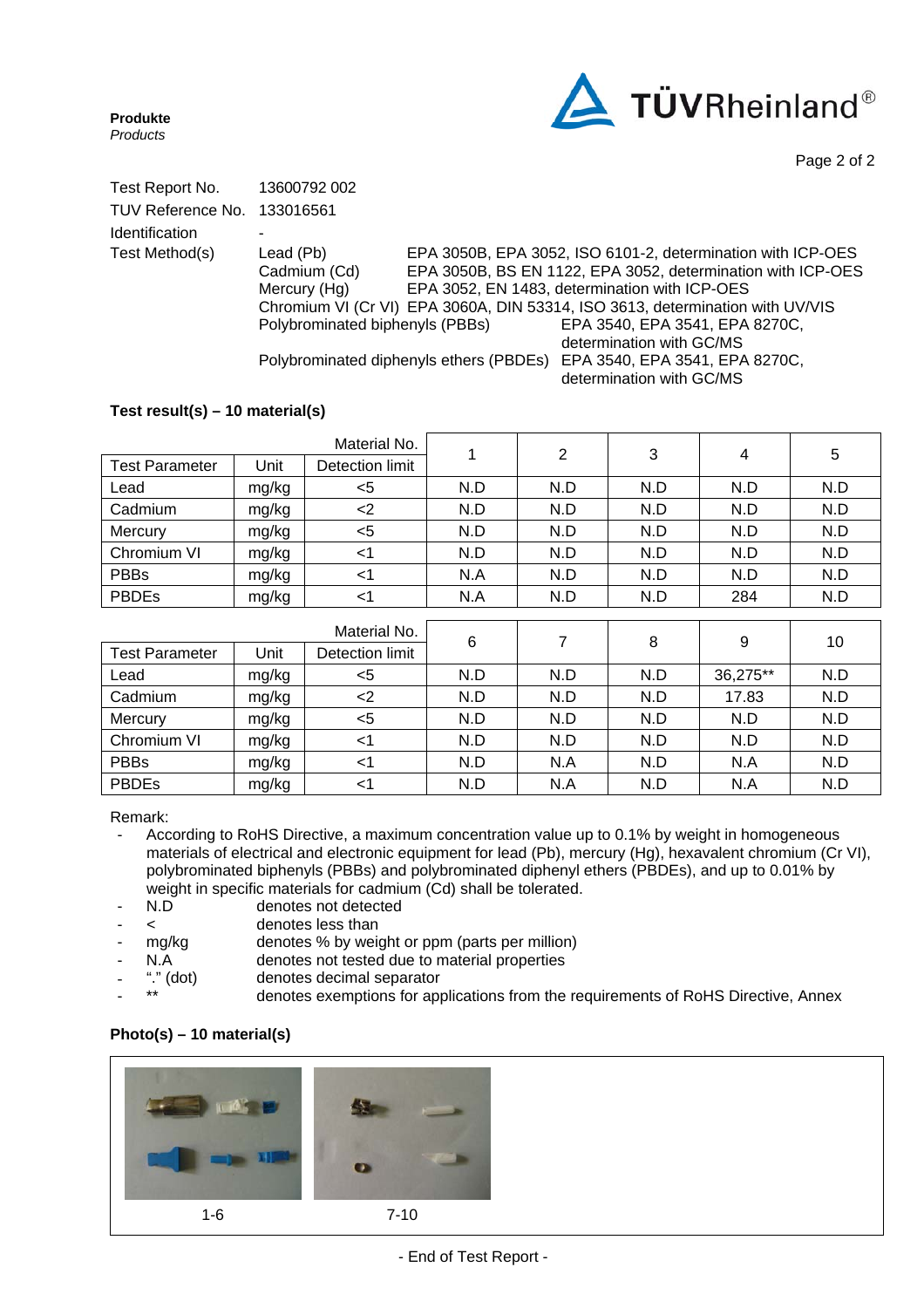**Produkte**
*Products*

| | |
|---|---|
| Test Report No. | 13600792 002 |
| TUV Reference No. | 133016561 |
| Identification | - |
| Test Method(s) | Lead (Pb) — EPA 3050B, EPA 3052, ISO 6101-2, determination with ICP-OES |
| | Cadmium (Cd) — EPA 3050B, BS EN 1122, EPA 3052, determination with ICP-OES |
| | Mercury (Hg) — EPA 3052, EN 1483, determination with ICP-OES |
| | Chromium VI (Cr VI) — EPA 3060A, DIN 53314, ISO 3613, determination with UV/VIS |
| | Polybrominated biphenyls (PBBs) — EPA 3540, EPA 3541, EPA 8270C, determination with GC/MS |
| | Polybrominated diphenyls ethers (PBDEs) — EPA 3540, EPA 3541, EPA 8270C, determination with GC/MS |

**Test result(s) – 10 material(s)**

| | | Material No. | 1 | 2 | 3 | 4 | 5 |
|---|---|---|---|---|---|---|---|
| Test Parameter | Unit | Detection limit | | | | | |
| Lead | mg/kg | <5 | N.D | N.D | N.D | N.D | N.D |
| Cadmium | mg/kg | <2 | N.D | N.D | N.D | N.D | N.D |
| Mercury | mg/kg | <5 | N.D | N.D | N.D | N.D | N.D |
| Chromium VI | mg/kg | <1 | N.D | N.D | N.D | N.D | N.D |
| PBBs | mg/kg | <1 | N.A | N.D | N.D | N.D | N.D |
| PBDEs | mg/kg | <1 | N.A | N.D | N.D | 284 | N.D |

| | | Material No. | 6 | 7 | 8 | 9 | 10 |
|---|---|---|---|---|---|---|---|
| Test Parameter | Unit | Detection limit | | | | | |
| Lead | mg/kg | <5 | N.D | N.D | N.D | 36,275** | N.D |
| Cadmium | mg/kg | <2 | N.D | N.D | N.D | 17.83 | N.D |
| Mercury | mg/kg | <5 | N.D | N.D | N.D | N.D | N.D |
| Chromium VI | mg/kg | <1 | N.D | N.D | N.D | N.D | N.D |
| PBBs | mg/kg | <1 | N.D | N.A | N.D | N.A | N.D |
| PBDEs | mg/kg | <1 | N.D | N.A | N.D | N.A | N.D |

Remark:

- According to RoHS Directive, a maximum concentration value up to 0.1% by weight in homogeneous materials of electrical and electronic equipment for lead (Pb), mercury (Hg), hexavalent chromium (Cr VI), polybrominated biphenyls (PBBs) and polybrominated diphenyl ethers (PBDEs), and up to 0.01% by weight in specific materials for cadmium (Cd) shall be tolerated.
- N.D — denotes not detected
- < — denotes less than
- mg/kg — denotes % by weight or ppm (parts per million)
- N.A — denotes not tested due to material properties
- "." (dot) — denotes decimal separator
- ** — denotes exemptions for applications from the requirements of RoHS Directive, Annex

**Photo(s) – 10 material(s)**

1-6

7-10

- End of Test Report -